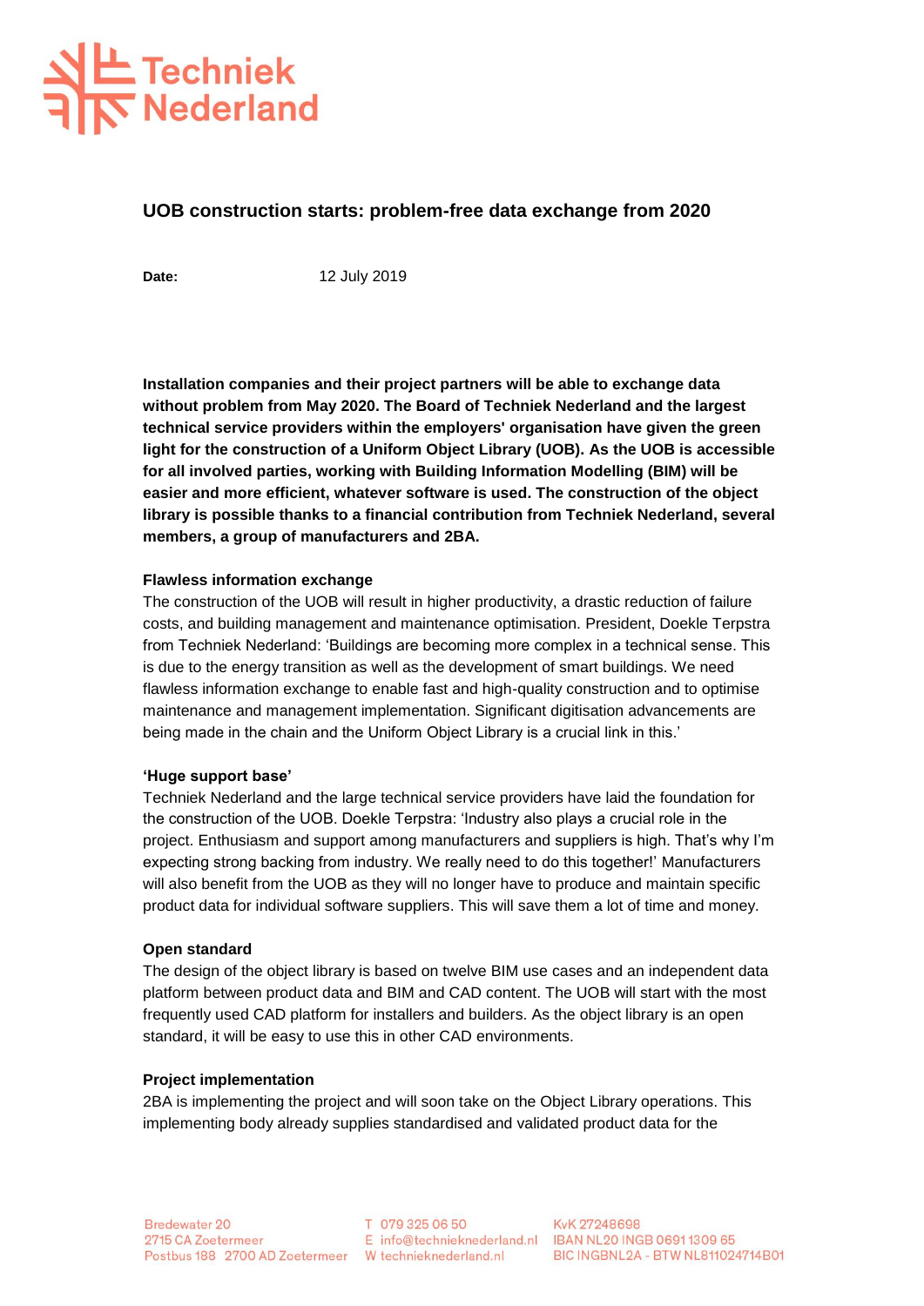Techniek Nederland

# UOB construction starts: problem-free data exchange from 2020

**Date:** 12 July 2019

**Installation companies and their project partners will be able to exchange data without problem from May 2020. The Board of Techniek Nederland and the largest technical service providers within the employers' organisation have given the green light for the construction of a Uniform Object Library (UOB). As the UOB is accessible for all involved parties, working with Building Information Modelling (BIM) will be easier and more efficient, whatever software is used. The construction of the object library is possible thanks to a financial contribution from Techniek Nederland, several members, a group of manufacturers and 2BA.**

### Flawless information exchange

The construction of the UOB will result in higher productivity, a drastic reduction of failure costs, and building management and maintenance optimisation. President, Doekle Terpstra from Techniek Nederland: 'Buildings are becoming more complex in a technical sense. This is due to the energy transition as well as the development of smart buildings. We need flawless information exchange to enable fast and high-quality construction and to optimise maintenance and management implementation. Significant digitisation advancements are being made in the chain and the Uniform Object Library is a crucial link in this.'

### 'Huge support base'

Techniek Nederland and the large technical service providers have laid the foundation for the construction of the UOB. Doekle Terpstra: 'Industry also plays a crucial role in the project. Enthusiasm and support among manufacturers and suppliers is high. That's why I'm expecting strong backing from industry. We really need to do this together!' Manufacturers will also benefit from the UOB as they will no longer have to produce and maintain specific product data for individual software suppliers. This will save them a lot of time and money.

### Open standard

The design of the object library is based on twelve BIM use cases and an independent data platform between product data and BIM and CAD content. The UOB will start with the most frequently used CAD platform for installers and builders. As the object library is an open standard, it will be easy to use this in other CAD environments.

### Project implementation

2BA is implementing the project and will soon take on the Object Library operations. This implementing body already supplies standardised and validated product data for the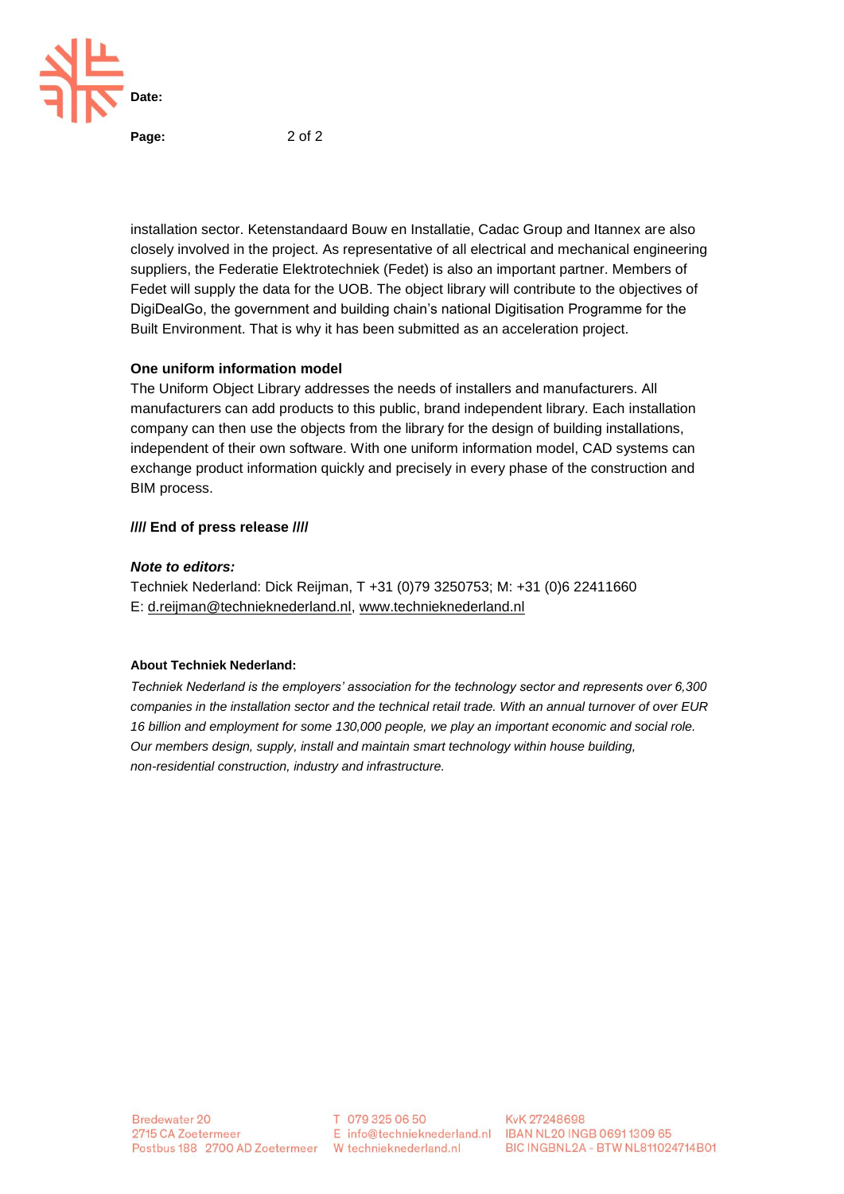installation sector. Ketenstandaard Bouw en Installatie, Cadac Group and Itannex are also closely involved in the project. As representative of all electrical and mechanical engineering suppliers, the Federatie Elektrotechniek (Fedet) is also an important partner. Members of Fedet will supply the data for the UOB. The object library will contribute to the objectives of DigiDealGo, the government and building chain's national Digitisation Programme for the Built Environment. That is why it has been submitted as an acceleration project.

**One uniform information model**

The Uniform Object Library addresses the needs of installers and manufacturers. All manufacturers can add products to this public, brand independent library. Each installation company can then use the objects from the library for the design of building installations, independent of their own software. With one uniform information model, CAD systems can exchange product information quickly and precisely in every phase of the construction and BIM process.

**//// End of press release ////**

***Note to editors:***

Techniek Nederland: Dick Reijman, T +31 (0)79 3250753; M: +31 (0)6 22411660
E: d.reijman@technieknederland.nl, www.technieknederland.nl

**About Techniek Nederland:**

*Techniek Nederland is the employers' association for the technology sector and represents over 6,300 companies in the installation sector and the technical retail trade. With an annual turnover of over EUR 16 billion and employment for some 130,000 people, we play an important economic and social role. Our members design, supply, install and maintain smart technology within house building, non-residential construction, industry and infrastructure.*

Bredewater 20
2715 CA Zoetermeer
Postbus 188 2700 AD Zoetermeer

T 079 325 06 50
E info@technieknederland.nl
W technieknederland.nl

KvK 27248698
IBAN NL20 INGB 0691 1309 65
BIC INGBNL2A - BTW NL811024714B01